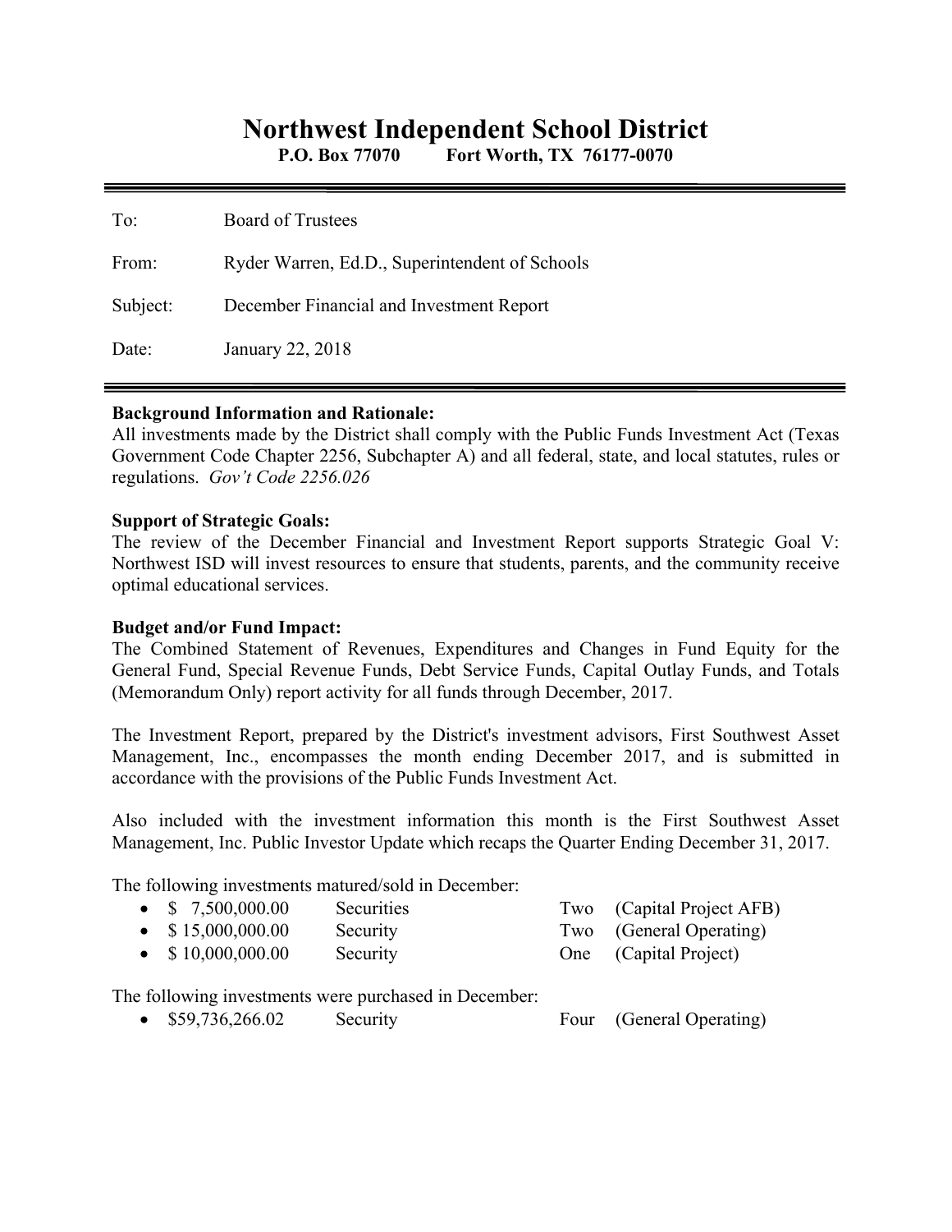# Northwest Independent School District

**P.O. Box 77070 Fort Worth, TX 76177-0070**

---

To: Board of Trustees

From: Ryder Warren, Ed.D., Superintendent of Schools

Subject: December Financial and Investment Report

Date: January 22, 2018

---

**Background Information and Rationale:**
All investments made by the District shall comply with the Public Funds Investment Act (Texas Government Code Chapter 2256, Subchapter A) and all federal, state, and local statutes, rules or regulations. *Gov't Code 2256.026*

**Support of Strategic Goals:**
The review of the December Financial and Investment Report supports Strategic Goal V: Northwest ISD will invest resources to ensure that students, parents, and the community receive optimal educational services.

**Budget and/or Fund Impact:**
The Combined Statement of Revenues, Expenditures and Changes in Fund Equity for the General Fund, Special Revenue Funds, Debt Service Funds, Capital Outlay Funds, and Totals (Memorandum Only) report activity for all funds through December, 2017.

The Investment Report, prepared by the District's investment advisors, First Southwest Asset Management, Inc., encompasses the month ending December 2017, and is submitted in accordance with the provisions of the Public Funds Investment Act.

Also included with the investment information this month is the First Southwest Asset Management, Inc. Public Investor Update which recaps the Quarter Ending December 31, 2017.

The following investments matured/sold in December:

- $ 7,500,000.00 Securities Two (Capital Project AFB)
- $ 15,000,000.00 Security Two (General Operating)
- $ 10,000,000.00 Security One (Capital Project)

The following investments were purchased in December:

- $59,736,266.02 Security Four (General Operating)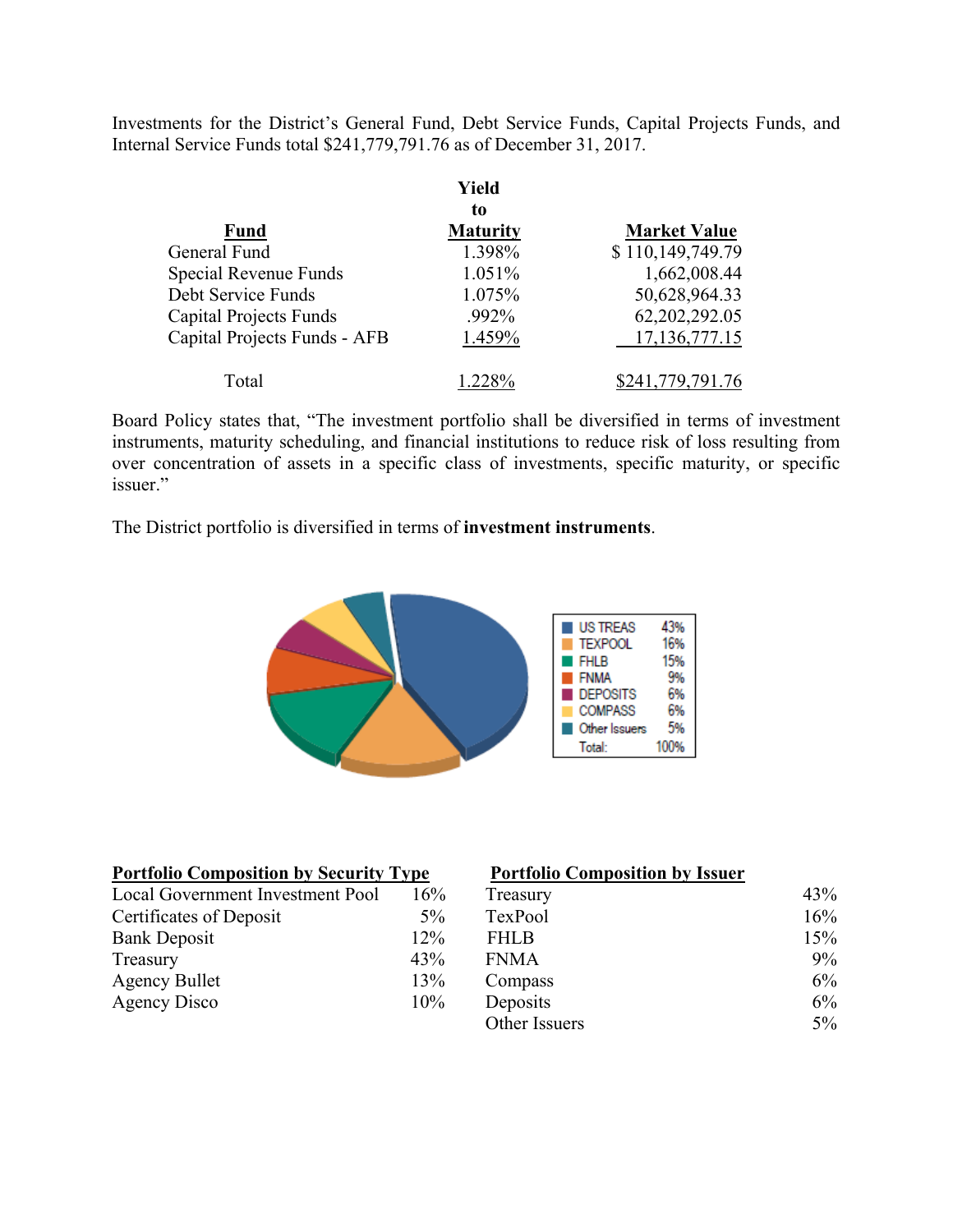Investments for the District's General Fund, Debt Service Funds, Capital Projects Funds, and Internal Service Funds total $241,779,791.76 as of December 31, 2017.

| Fund | Yield to Maturity | Market Value |
|---|---|---|
| General Fund | 1.398% | $ 110,149,749.79 |
| Special Revenue Funds | 1.051% | 1,662,008.44 |
| Debt Service Funds | 1.075% | 50,628,964.33 |
| Capital Projects Funds | .992% | 62,202,292.05 |
| Capital Projects Funds - AFB | 1.459% | 17,136,777.15 |
| Total | 1.228% | $241,779,791.76 |

Board Policy states that, "The investment portfolio shall be diversified in terms of investment instruments, maturity scheduling, and financial institutions to reduce risk of loss resulting from over concentration of assets in a specific class of investments, specific maturity, or specific issuer."

The District portfolio is diversified in terms of **investment instruments**.

| | |
|---|---|
| US TREAS | 43% |
| TEXPOOL | 16% |
| FHLB | 15% |
| FNMA | 9% |
| DEPOSITS | 6% |
| COMPASS | 6% |
| Other Issuers | 5% |
| Total: | 100% |

**Portfolio Composition by Security Type**

| | |
|---|---|
| Local Government Investment Pool | 16% |
| Certificates of Deposit | 5% |
| Bank Deposit | 12% |
| Treasury | 43% |
| Agency Bullet | 13% |
| Agency Disco | 10% |

**Portfolio Composition by Issuer**

| | |
|---|---|
| Treasury | 43% |
| TexPool | 16% |
| FHLB | 15% |
| FNMA | 9% |
| Compass | 6% |
| Deposits | 6% |
| Other Issuers | 5% |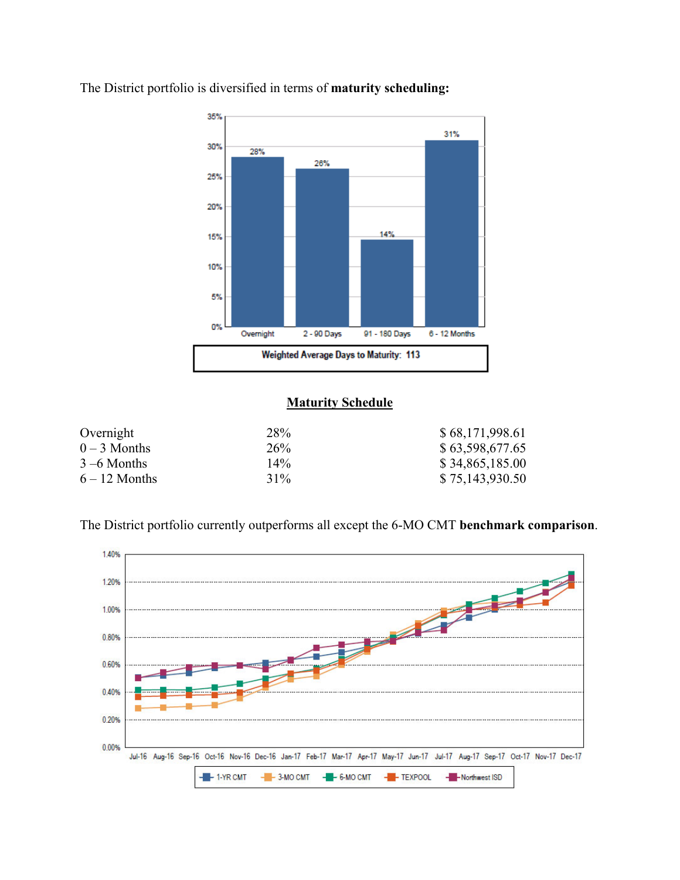The District portfolio is diversified in terms of **maturity scheduling:**

Weighted Average Days to Maturity: 113

**Maturity Schedule**

| | | |
|---|---|---|
| Overnight | 28% | $ 68,171,998.61 |
| 0 – 3 Months | 26% | $ 63,598,677.65 |
| 3 –6 Months | 14% | $ 34,865,185.00 |
| 6 – 12 Months | 31% | $ 75,143,930.50 |

The District portfolio currently outperforms all except the 6-MO CMT **benchmark comparison**.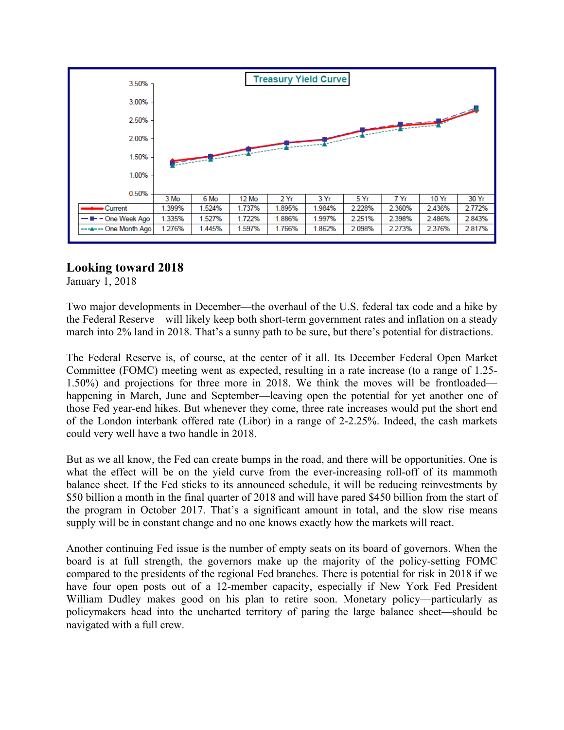**Treasury Yield Curve**

| | 3 Mo | 6 Mo | 12 Mo | 2 Yr | 3 Yr | 5 Yr | 7 Yr | 10 Yr | 30 Yr |
|---|---|---|---|---|---|---|---|---|---|
| Current | 1.399% | 1.524% | 1.737% | 1.895% | 1.984% | 2.228% | 2.360% | 2.436% | 2.772% |
| One Week Ago | 1.335% | 1.527% | 1.722% | 1.886% | 1.997% | 2.251% | 2.398% | 2.486% | 2.843% |
| One Month Ago | 1.276% | 1.445% | 1.597% | 1.766% | 1.862% | 2.098% | 2.273% | 2.376% | 2.817% |

## Looking toward 2018

January 1, 2018

Two major developments in December—the overhaul of the U.S. federal tax code and a hike by the Federal Reserve—will likely keep both short-term government rates and inflation on a steady march into 2% land in 2018. That's a sunny path to be sure, but there's potential for distractions.

The Federal Reserve is, of course, at the center of it all. Its December Federal Open Market Committee (FOMC) meeting went as expected, resulting in a rate increase (to a range of 1.25-1.50%) and projections for three more in 2018. We think the moves will be frontloaded—happening in March, June and September—leaving open the potential for yet another one of those Fed year-end hikes. But whenever they come, three rate increases would put the short end of the London interbank offered rate (Libor) in a range of 2-2.25%. Indeed, the cash markets could very well have a two handle in 2018.

But as we all know, the Fed can create bumps in the road, and there will be opportunities. One is what the effect will be on the yield curve from the ever-increasing roll-off of its mammoth balance sheet. If the Fed sticks to its announced schedule, it will be reducing reinvestments by $50 billion a month in the final quarter of 2018 and will have pared $450 billion from the start of the program in October 2017. That's a significant amount in total, and the slow rise means supply will be in constant change and no one knows exactly how the markets will react.

Another continuing Fed issue is the number of empty seats on its board of governors. When the board is at full strength, the governors make up the majority of the policy-setting FOMC compared to the presidents of the regional Fed branches. There is potential for risk in 2018 if we have four open posts out of a 12-member capacity, especially if New York Fed President William Dudley makes good on his plan to retire soon. Monetary policy—particularly as policymakers head into the uncharted territory of paring the large balance sheet—should be navigated with a full crew.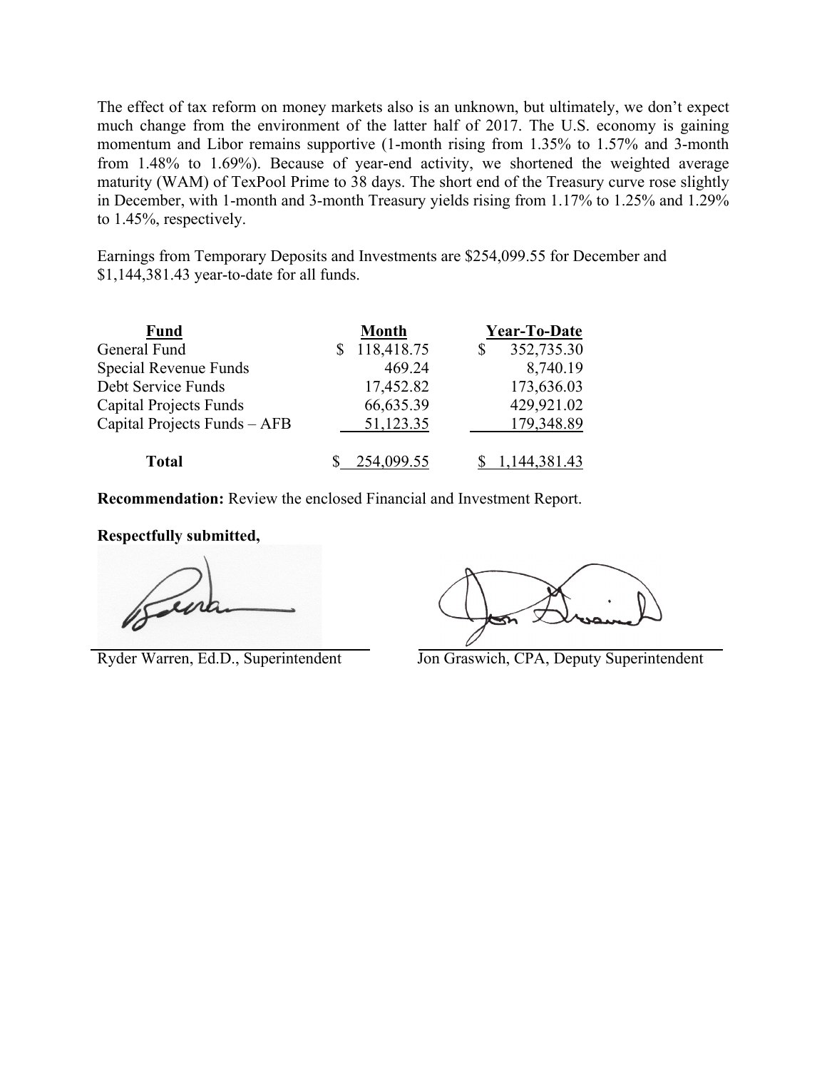The effect of tax reform on money markets also is an unknown, but ultimately, we don't expect much change from the environment of the latter half of 2017. The U.S. economy is gaining momentum and Libor remains supportive (1-month rising from 1.35% to 1.57% and 3-month from 1.48% to 1.69%). Because of year-end activity, we shortened the weighted average maturity (WAM) of TexPool Prime to 38 days. The short end of the Treasury curve rose slightly in December, with 1-month and 3-month Treasury yields rising from 1.17% to 1.25% and 1.29% to 1.45%, respectively.

Earnings from Temporary Deposits and Investments are $254,099.55 for December and $1,144,381.43 year-to-date for all funds.

| Fund | Month | Year-To-Date |
|---|---|---|
| General Fund | $ 118,418.75 | $ 352,735.30 |
| Special Revenue Funds | 469.24 | 8,740.19 |
| Debt Service Funds | 17,452.82 | 173,636.03 |
| Capital Projects Funds | 66,635.39 | 429,921.02 |
| Capital Projects Funds – AFB | 51,123.35 | 179,348.89 |
| **Total** | $ 254,099.55 | $ 1,144,381.43 |

**Recommendation:** Review the enclosed Financial and Investment Report.

**Respectfully submitted,**

Ryder Warren, Ed.D., Superintendent

Jon Graswich, CPA, Deputy Superintendent